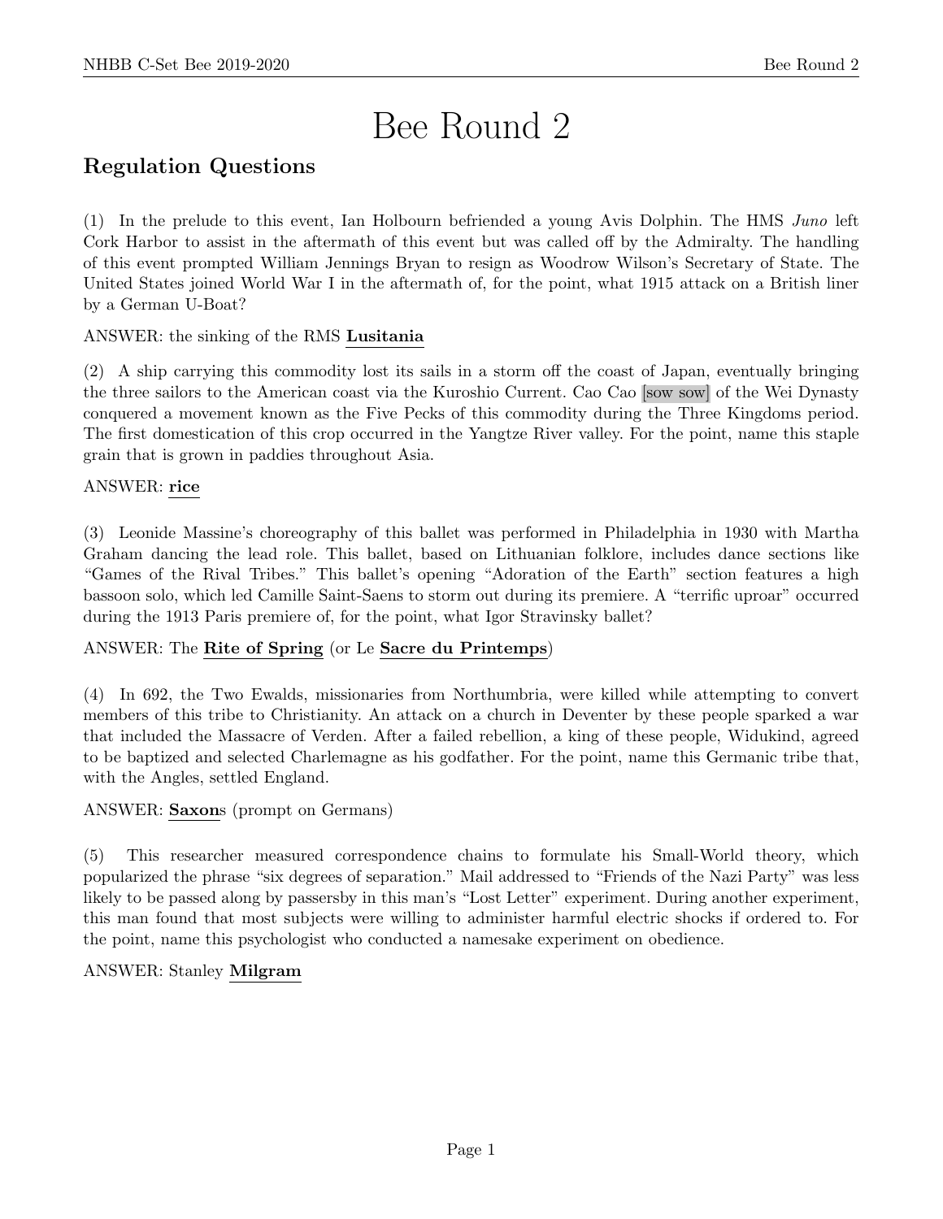# Bee Round 2

## Regulation Questions

(1) In the prelude to this event, Ian Holbourn befriended a young Avis Dolphin. The HMS *Juno* left Cork Harbor to assist in the aftermath of this event but was called off by the Admiralty. The handling of this event prompted William Jennings Bryan to resign as Woodrow Wilson's Secretary of State. The United States joined World War I in the aftermath of, for the point, what 1915 attack on a British liner by a German U-Boat?

ANSWER: the sinking of the RMS **Lusitania**

(2) A ship carrying this commodity lost its sails in a storm off the coast of Japan, eventually bringing the three sailors to the American coast via the Kuroshio Current. Cao Cao [sow sow] of the Wei Dynasty conquered a movement known as the Five Pecks of this commodity during the Three Kingdoms period. The first domestication of this crop occurred in the Yangtze River valley. For the point, name this staple grain that is grown in paddies throughout Asia.

ANSWER: **rice**

(3) Leonide Massine's choreography of this ballet was performed in Philadelphia in 1930 with Martha Graham dancing the lead role. This ballet, based on Lithuanian folklore, includes dance sections like "Games of the Rival Tribes." This ballet's opening "Adoration of the Earth" section features a high bassoon solo, which led Camille Saint-Saens to storm out during its premiere. A "terrific uproar" occurred during the 1913 Paris premiere of, for the point, what Igor Stravinsky ballet?

ANSWER: The **Rite of Spring** (or Le **Sacre du Printemps**)

(4) In 692, the Two Ewalds, missionaries from Northumbria, were killed while attempting to convert members of this tribe to Christianity. An attack on a church in Deventer by these people sparked a war that included the Massacre of Verden. After a failed rebellion, a king of these people, Widukind, agreed to be baptized and selected Charlemagne as his godfather. For the point, name this Germanic tribe that, with the Angles, settled England.

ANSWER: **Saxon**s (prompt on Germans)

(5) This researcher measured correspondence chains to formulate his Small-World theory, which popularized the phrase "six degrees of separation." Mail addressed to "Friends of the Nazi Party" was less likely to be passed along by passersby in this man's "Lost Letter" experiment. During another experiment, this man found that most subjects were willing to administer harmful electric shocks if ordered to. For the point, name this psychologist who conducted a namesake experiment on obedience.

ANSWER: Stanley **Milgram**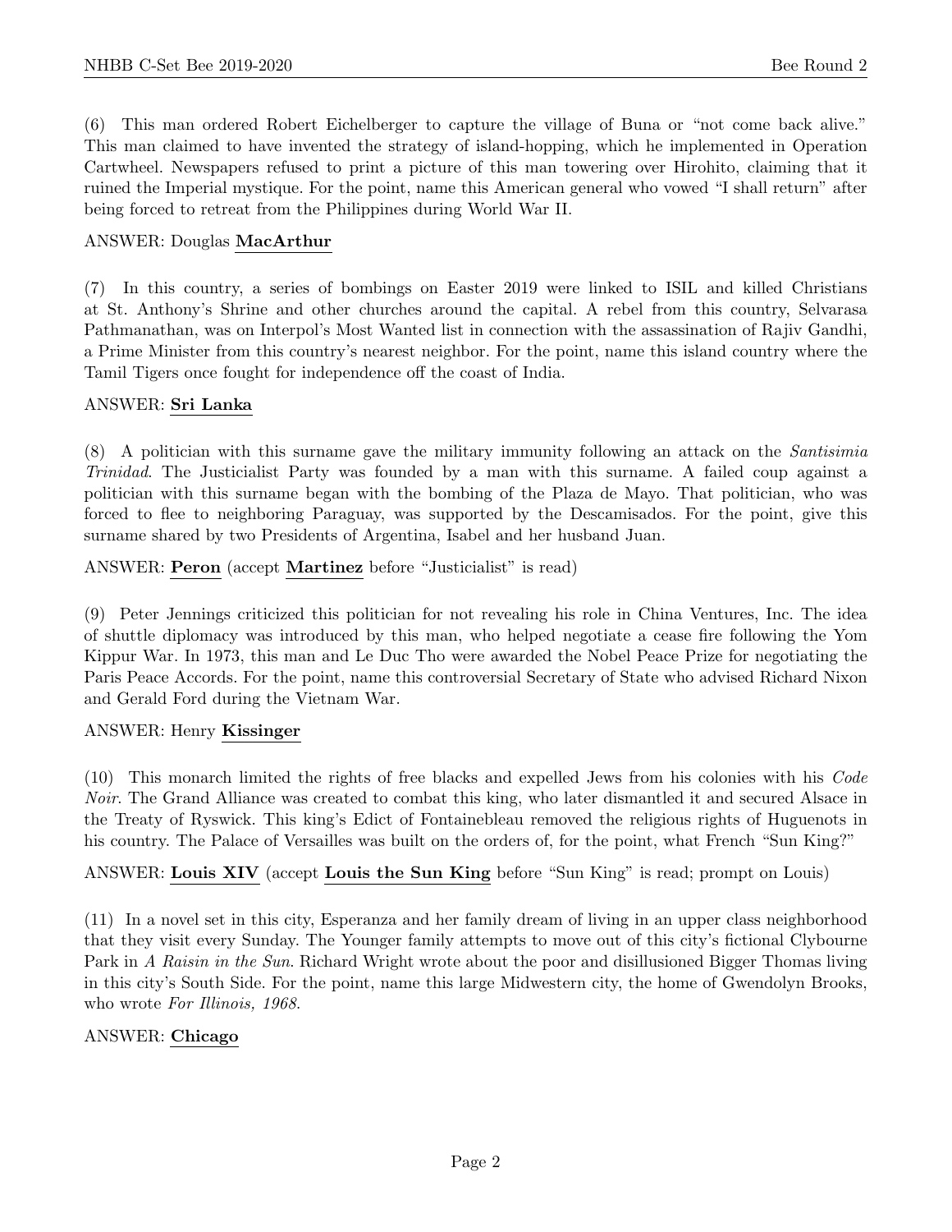(6) This man ordered Robert Eichelberger to capture the village of Buna or "not come back alive." This man claimed to have invented the strategy of island-hopping, which he implemented in Operation Cartwheel. Newspapers refused to print a picture of this man towering over Hirohito, claiming that it ruined the Imperial mystique. For the point, name this American general who vowed "I shall return" after being forced to retreat from the Philippines during World War II.

ANSWER: Douglas **MacArthur**

(7) In this country, a series of bombings on Easter 2019 were linked to ISIL and killed Christians at St. Anthony's Shrine and other churches around the capital. A rebel from this country, Selvarasa Pathmanathan, was on Interpol's Most Wanted list in connection with the assassination of Rajiv Gandhi, a Prime Minister from this country's nearest neighbor. For the point, name this island country where the Tamil Tigers once fought for independence off the coast of India.

ANSWER: **Sri Lanka**

(8) A politician with this surname gave the military immunity following an attack on the *Santisimia Trinidad*. The Justicialist Party was founded by a man with this surname. A failed coup against a politician with this surname began with the bombing of the Plaza de Mayo. That politician, who was forced to flee to neighboring Paraguay, was supported by the Descamisados. For the point, give this surname shared by two Presidents of Argentina, Isabel and her husband Juan.

ANSWER: **Peron** (accept **Martinez** before "Justicialist" is read)

(9) Peter Jennings criticized this politician for not revealing his role in China Ventures, Inc. The idea of shuttle diplomacy was introduced by this man, who helped negotiate a cease fire following the Yom Kippur War. In 1973, this man and Le Duc Tho were awarded the Nobel Peace Prize for negotiating the Paris Peace Accords. For the point, name this controversial Secretary of State who advised Richard Nixon and Gerald Ford during the Vietnam War.

ANSWER: Henry **Kissinger**

(10) This monarch limited the rights of free blacks and expelled Jews from his colonies with his *Code Noir*. The Grand Alliance was created to combat this king, who later dismantled it and secured Alsace in the Treaty of Ryswick. This king's Edict of Fontainebleau removed the religious rights of Huguenots in his country. The Palace of Versailles was built on the orders of, for the point, what French "Sun King?"

ANSWER: **Louis XIV** (accept **Louis the Sun King** before "Sun King" is read; prompt on Louis)

(11) In a novel set in this city, Esperanza and her family dream of living in an upper class neighborhood that they visit every Sunday. The Younger family attempts to move out of this city's fictional Clybourne Park in *A Raisin in the Sun*. Richard Wright wrote about the poor and disillusioned Bigger Thomas living in this city's South Side. For the point, name this large Midwestern city, the home of Gwendolyn Brooks, who wrote *For Illinois, 1968.*

ANSWER: **Chicago**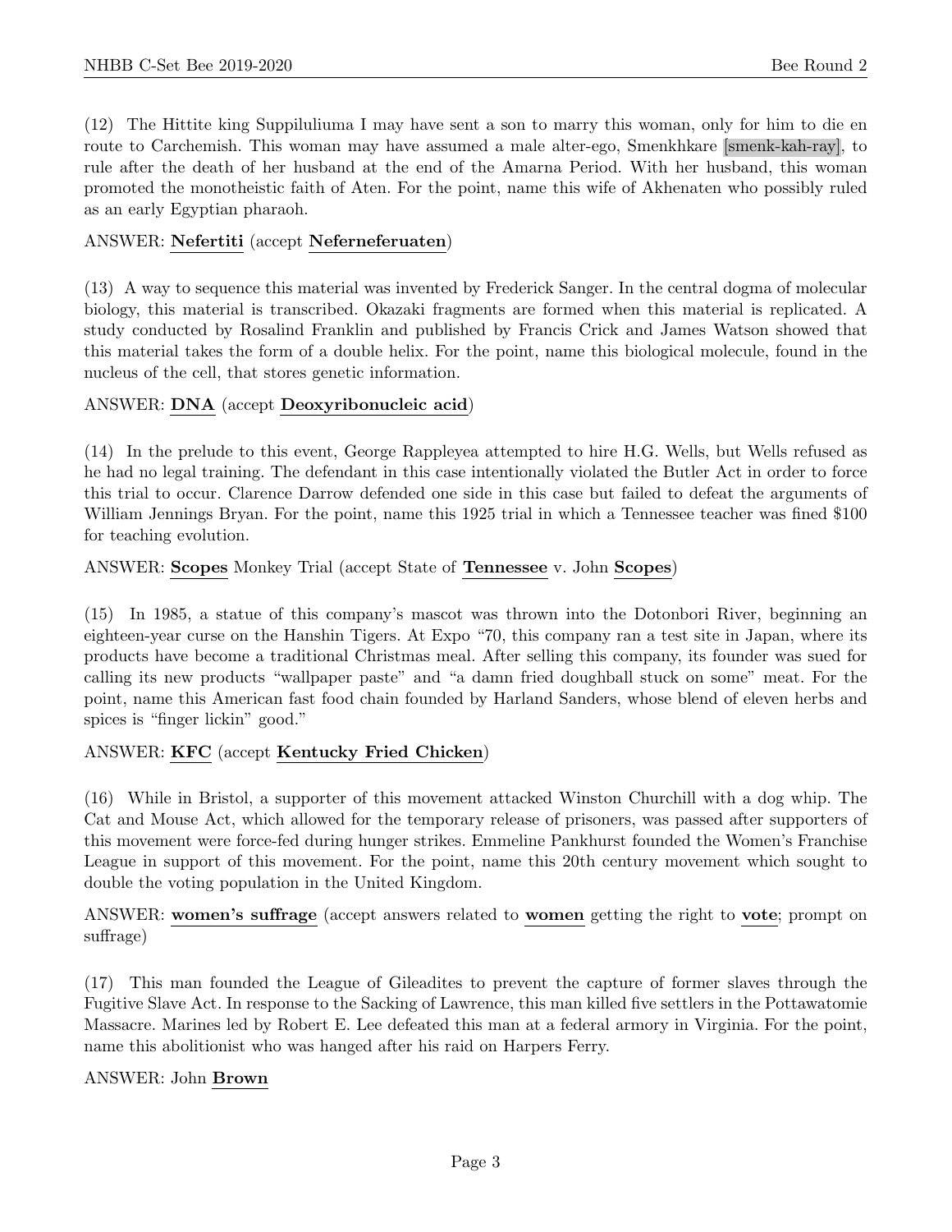(12) The Hittite king Suppiluliuma I may have sent a son to marry this woman, only for him to die en route to Carchemish. This woman may have assumed a male alter-ego, Smenkhkare [smenk-kah-ray], to rule after the death of her husband at the end of the Amarna Period. With her husband, this woman promoted the monotheistic faith of Aten. For the point, name this wife of Akhenaten who possibly ruled as an early Egyptian pharaoh.

ANSWER: **Nefertiti** (accept **Neferneferuaten**)

(13) A way to sequence this material was invented by Frederick Sanger. In the central dogma of molecular biology, this material is transcribed. Okazaki fragments are formed when this material is replicated. A study conducted by Rosalind Franklin and published by Francis Crick and James Watson showed that this material takes the form of a double helix. For the point, name this biological molecule, found in the nucleus of the cell, that stores genetic information.

ANSWER: **DNA** (accept **Deoxyribonucleic acid**)

(14) In the prelude to this event, George Rappleyea attempted to hire H.G. Wells, but Wells refused as he had no legal training. The defendant in this case intentionally violated the Butler Act in order to force this trial to occur. Clarence Darrow defended one side in this case but failed to defeat the arguments of William Jennings Bryan. For the point, name this 1925 trial in which a Tennessee teacher was fined $100 for teaching evolution.

ANSWER: **Scopes** Monkey Trial (accept State of **Tennessee** v. John **Scopes**)

(15) In 1985, a statue of this company's mascot was thrown into the Dotonbori River, beginning an eighteen-year curse on the Hanshin Tigers. At Expo "70, this company ran a test site in Japan, where its products have become a traditional Christmas meal. After selling this company, its founder was sued for calling its new products "wallpaper paste" and "a damn fried doughball stuck on some" meat. For the point, name this American fast food chain founded by Harland Sanders, whose blend of eleven herbs and spices is "finger lickin" good."

ANSWER: **KFC** (accept **Kentucky Fried Chicken**)

(16) While in Bristol, a supporter of this movement attacked Winston Churchill with a dog whip. The Cat and Mouse Act, which allowed for the temporary release of prisoners, was passed after supporters of this movement were force-fed during hunger strikes. Emmeline Pankhurst founded the Women's Franchise League in support of this movement. For the point, name this 20th century movement which sought to double the voting population in the United Kingdom.

ANSWER: **women's suffrage** (accept answers related to **women** getting the right to **vote**; prompt on suffrage)

(17) This man founded the League of Gileadites to prevent the capture of former slaves through the Fugitive Slave Act. In response to the Sacking of Lawrence, this man killed five settlers in the Pottawatomie Massacre. Marines led by Robert E. Lee defeated this man at a federal armory in Virginia. For the point, name this abolitionist who was hanged after his raid on Harpers Ferry.

ANSWER: John **Brown**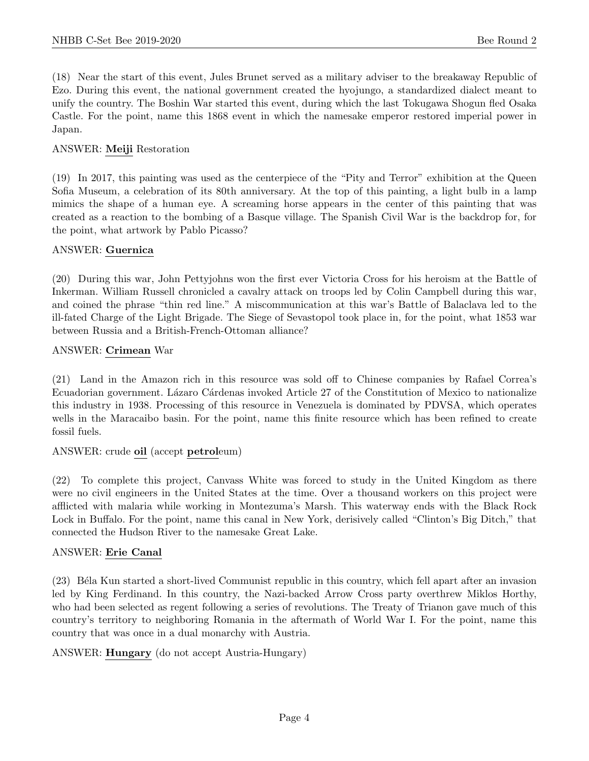(18) Near the start of this event, Jules Brunet served as a military adviser to the breakaway Republic of Ezo. During this event, the national government created the hyojungo, a standardized dialect meant to unify the country. The Boshin War started this event, during which the last Tokugawa Shogun fled Osaka Castle. For the point, name this 1868 event in which the namesake emperor restored imperial power in Japan.

ANSWER: **Meiji** Restoration

(19) In 2017, this painting was used as the centerpiece of the "Pity and Terror" exhibition at the Queen Sofia Museum, a celebration of its 80th anniversary. At the top of this painting, a light bulb in a lamp mimics the shape of a human eye. A screaming horse appears in the center of this painting that was created as a reaction to the bombing of a Basque village. The Spanish Civil War is the backdrop for, for the point, what artwork by Pablo Picasso?

ANSWER: **Guernica**

(20) During this war, John Pettyjohns won the first ever Victoria Cross for his heroism at the Battle of Inkerman. William Russell chronicled a cavalry attack on troops led by Colin Campbell during this war, and coined the phrase "thin red line." A miscommunication at this war's Battle of Balaclava led to the ill-fated Charge of the Light Brigade. The Siege of Sevastopol took place in, for the point, what 1853 war between Russia and a British-French-Ottoman alliance?

ANSWER: **Crimean** War

(21) Land in the Amazon rich in this resource was sold off to Chinese companies by Rafael Correa's Ecuadorian government. Lázaro Cárdenas invoked Article 27 of the Constitution of Mexico to nationalize this industry in 1938. Processing of this resource in Venezuela is dominated by PDVSA, which operates wells in the Maracaibo basin. For the point, name this finite resource which has been refined to create fossil fuels.

ANSWER: crude **oil** (accept **petrol**eum)

(22) To complete this project, Canvass White was forced to study in the United Kingdom as there were no civil engineers in the United States at the time. Over a thousand workers on this project were afflicted with malaria while working in Montezuma's Marsh. This waterway ends with the Black Rock Lock in Buffalo. For the point, name this canal in New York, derisively called "Clinton's Big Ditch," that connected the Hudson River to the namesake Great Lake.

ANSWER: **Erie Canal**

(23) Béla Kun started a short-lived Communist republic in this country, which fell apart after an invasion led by King Ferdinand. In this country, the Nazi-backed Arrow Cross party overthrew Miklos Horthy, who had been selected as regent following a series of revolutions. The Treaty of Trianon gave much of this country's territory to neighboring Romania in the aftermath of World War I. For the point, name this country that was once in a dual monarchy with Austria.

ANSWER: **Hungary** (do not accept Austria-Hungary)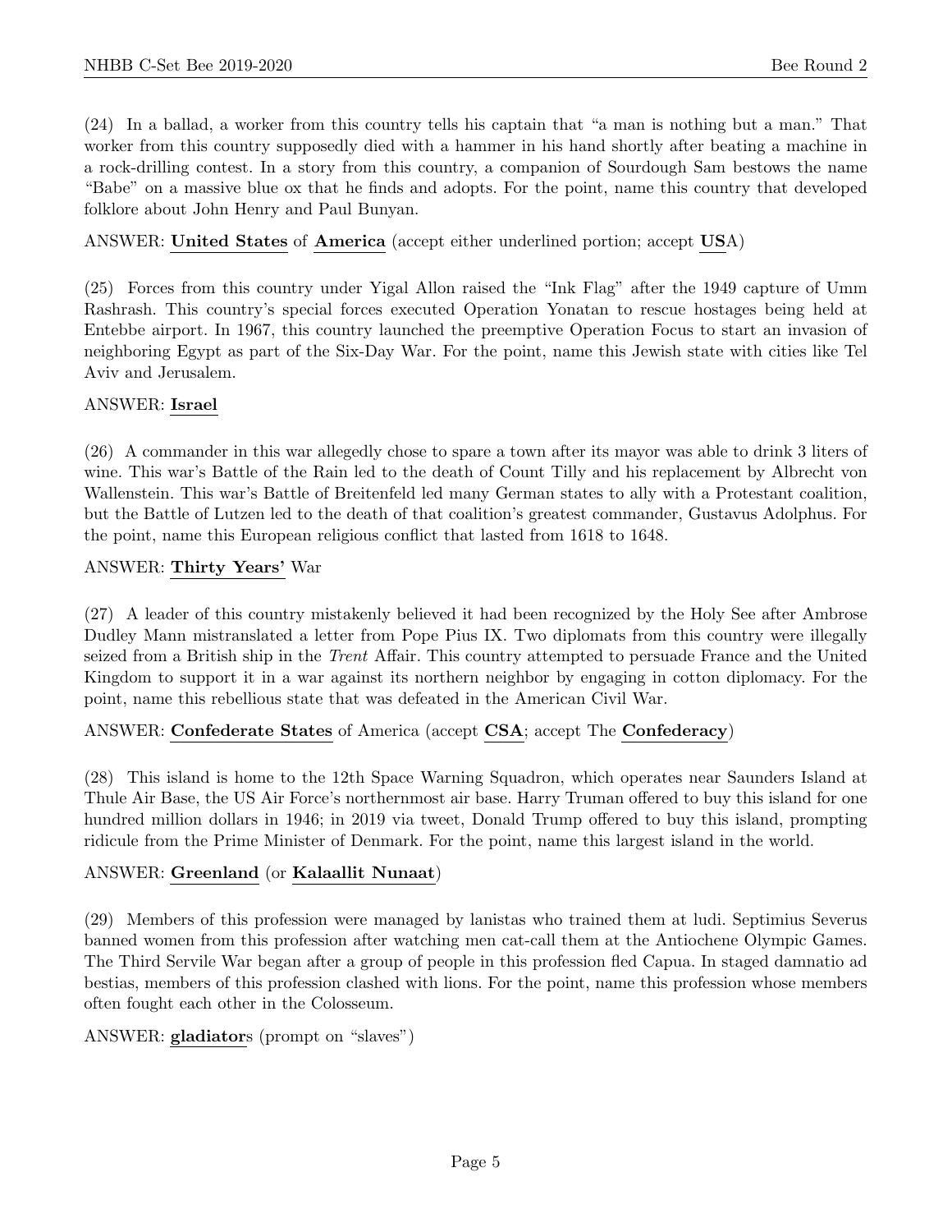(24) In a ballad, a worker from this country tells his captain that "a man is nothing but a man." That worker from this country supposedly died with a hammer in his hand shortly after beating a machine in a rock-drilling contest. In a story from this country, a companion of Sourdough Sam bestows the name "Babe" on a massive blue ox that he finds and adopts. For the point, name this country that developed folklore about John Henry and Paul Bunyan.

ANSWER: **United States** of **America** (accept either underlined portion; accept **US**A)

(25) Forces from this country under Yigal Allon raised the "Ink Flag" after the 1949 capture of Umm Rashrash. This country's special forces executed Operation Yonatan to rescue hostages being held at Entebbe airport. In 1967, this country launched the preemptive Operation Focus to start an invasion of neighboring Egypt as part of the Six-Day War. For the point, name this Jewish state with cities like Tel Aviv and Jerusalem.

ANSWER: **Israel**

(26) A commander in this war allegedly chose to spare a town after its mayor was able to drink 3 liters of wine. This war's Battle of the Rain led to the death of Count Tilly and his replacement by Albrecht von Wallenstein. This war's Battle of Breitenfeld led many German states to ally with a Protestant coalition, but the Battle of Lutzen led to the death of that coalition's greatest commander, Gustavus Adolphus. For the point, name this European religious conflict that lasted from 1618 to 1648.

ANSWER: **Thirty Years'** War

(27) A leader of this country mistakenly believed it had been recognized by the Holy See after Ambrose Dudley Mann mistranslated a letter from Pope Pius IX. Two diplomats from this country were illegally seized from a British ship in the *Trent* Affair. This country attempted to persuade France and the United Kingdom to support it in a war against its northern neighbor by engaging in cotton diplomacy. For the point, name this rebellious state that was defeated in the American Civil War.

ANSWER: **Confederate States** of America (accept **CSA**; accept The **Confederacy**)

(28) This island is home to the 12th Space Warning Squadron, which operates near Saunders Island at Thule Air Base, the US Air Force's northernmost air base. Harry Truman offered to buy this island for one hundred million dollars in 1946; in 2019 via tweet, Donald Trump offered to buy this island, prompting ridicule from the Prime Minister of Denmark. For the point, name this largest island in the world.

ANSWER: **Greenland** (or **Kalaallit Nunaat**)

(29) Members of this profession were managed by lanistas who trained them at ludi. Septimius Severus banned women from this profession after watching men cat-call them at the Antiochene Olympic Games. The Third Servile War began after a group of people in this profession fled Capua. In staged damnatio ad bestias, members of this profession clashed with lions. For the point, name this profession whose members often fought each other in the Colosseum.

ANSWER: **gladiator**s (prompt on "slaves")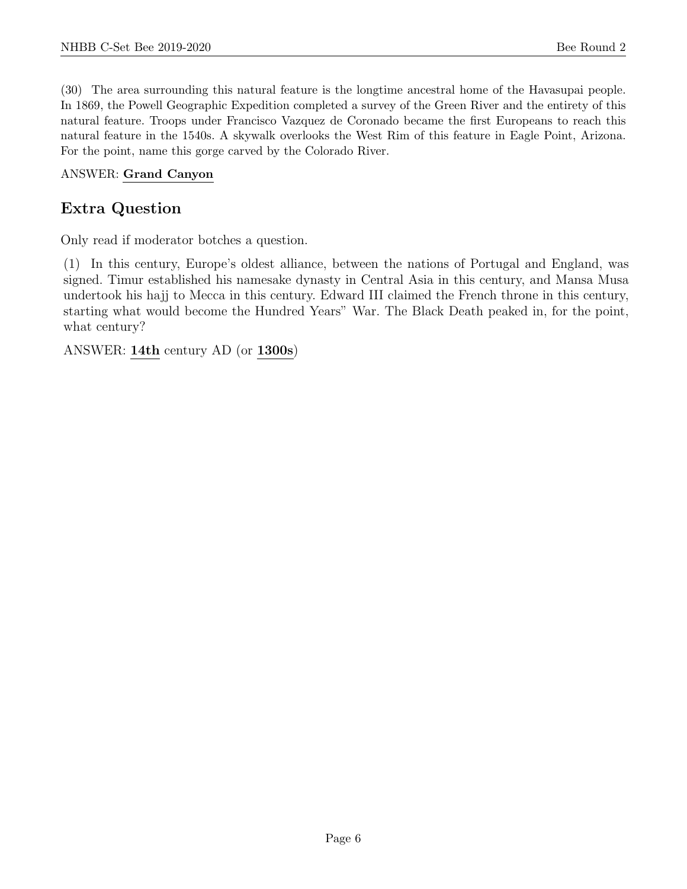(30) The area surrounding this natural feature is the longtime ancestral home of the Havasupai people. In 1869, the Powell Geographic Expedition completed a survey of the Green River and the entirety of this natural feature. Troops under Francisco Vazquez de Coronado became the first Europeans to reach this natural feature in the 1540s. A skywalk overlooks the West Rim of this feature in Eagle Point, Arizona. For the point, name this gorge carved by the Colorado River.

ANSWER: **Grand Canyon**

## Extra Question

Only read if moderator botches a question.

(1) In this century, Europe's oldest alliance, between the nations of Portugal and England, was signed. Timur established his namesake dynasty in Central Asia in this century, and Mansa Musa undertook his hajj to Mecca in this century. Edward III claimed the French throne in this century, starting what would become the Hundred Years" War. The Black Death peaked in, for the point, what century?

ANSWER: **14th** century AD (or **1300s**)